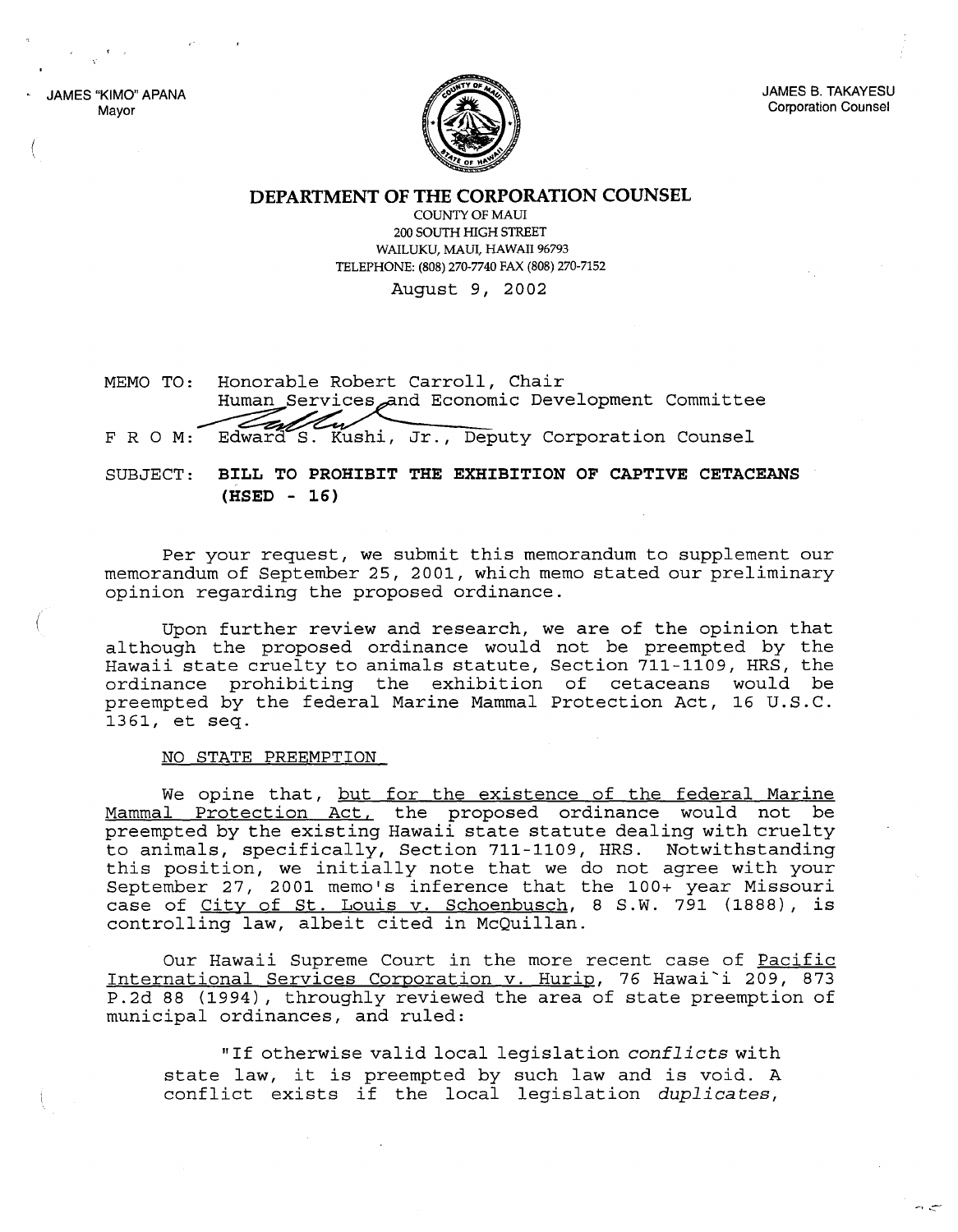JAMES "KIMO" APANA
Mayor

JAMES B. TAKAYESU
Corporation Counsel

## DEPARTMENT OF THE CORPORATION COUNSEL

COUNTY OF MAUI
200 SOUTH HIGH STREET
WAILUKU, MAUI, HAWAII 96793
TELEPHONE: (808) 270-7740 FAX (808) 270-7152

August 9, 2002

MEMO TO: Honorable Robert Carroll, Chair
Human Services and Economic Development Committee

F R O M: Edward S. Kushi, Jr., Deputy Corporation Counsel

SUBJECT: **BILL TO PROHIBIT THE EXHIBITION OF CAPTIVE CETACEANS (HSED - 16)**

Per your request, we submit this memorandum to supplement our memorandum of September 25, 2001, which memo stated our preliminary opinion regarding the proposed ordinance.

Upon further review and research, we are of the opinion that although the proposed ordinance would not be preempted by the Hawaii state cruelty to animals statute, Section 711-1109, HRS, the ordinance prohibiting the exhibition of cetaceans would be preempted by the federal Marine Mammal Protection Act, 16 U.S.C. 1361, et seq.

NO STATE PREEMPTION

We opine that, but for the existence of the federal Marine Mammal Protection Act, the proposed ordinance would not be preempted by the existing Hawaii state statute dealing with cruelty to animals, specifically, Section 711-1109, HRS. Notwithstanding this position, we initially note that we do not agree with your September 27, 2001 memo's inference that the 100+ year Missouri case of City of St. Louis v. Schoenbusch, 8 S.W. 791 (1888), is controlling law, albeit cited in McQuillan.

Our Hawaii Supreme Court in the more recent case of Pacific International Services Corporation v. Hurip, 76 Hawai`i 209, 873 P.2d 88 (1994), throughly reviewed the area of state preemption of municipal ordinances, and ruled:

> "If otherwise valid local legislation *conflicts* with state law, it is preempted by such law and is void. A conflict exists if the local legislation *duplicates*,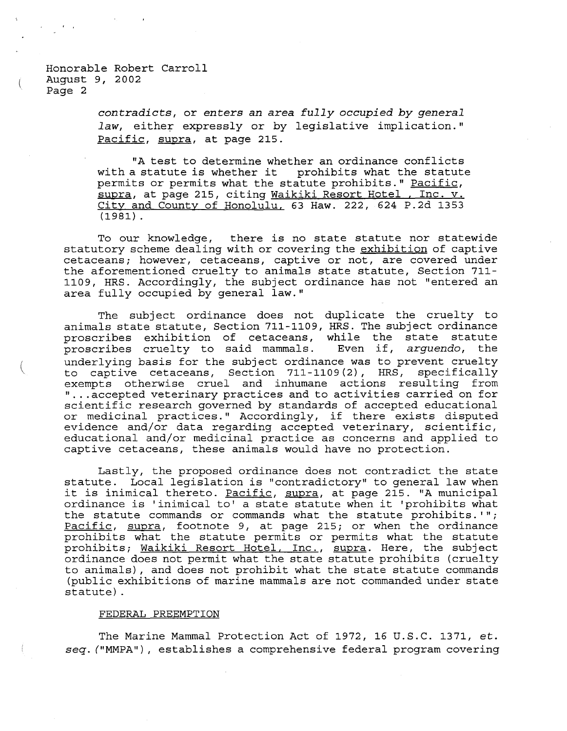*contradicts*, or *enters an area fully occupied by general law*, either expressly or by legislative implication." Pacific, supra, at page 215.

"A test to determine whether an ordinance conflicts with a statute is whether it prohibits what the statute permits or permits what the statute prohibits." Pacific, supra, at page 215, citing Waikiki Resort Hotel , Inc. v. City and County of Honolulu, 63 Haw. 222, 624 P.2d 1353 (1981).

To our knowledge, there is no state statute nor statewide statutory scheme dealing with or covering the exhibition of captive cetaceans; however, cetaceans, captive or not, are covered under the aforementioned cruelty to animals state statute, Section 711-1109, HRS. Accordingly, the subject ordinance has not "entered an area fully occupied by general law."

The subject ordinance does not duplicate the cruelty to animals state statute, Section 711-1109, HRS. The subject ordinance proscribes exhibition of cetaceans, while the state statute proscribes cruelty to said mammals. Even if, *arguendo*, the underlying basis for the subject ordinance was to prevent cruelty to captive cetaceans, Section 711-1109(2), HRS, specifically exempts otherwise cruel and inhumane actions resulting from "...accepted veterinary practices and to activities carried on for scientific research governed by standards of accepted educational or medicinal practices." Accordingly, if there exists disputed evidence and/or data regarding accepted veterinary, scientific, educational and/or medicinal practice as concerns and applied to captive cetaceans, these animals would have no protection.

Lastly, the proposed ordinance does not contradict the state statute. Local legislation is "contradictory" to general law when it is inimical thereto. Pacific, supra, at page 215. "A municipal ordinance is 'inimical to' a state statute when it 'prohibits what the statute commands or commands what the statute prohibits.'"; Pacific, supra, footnote 9, at page 215; or when the ordinance prohibits what the statute permits or permits what the statute prohibits; Waikiki Resort Hotel, Inc., supra. Here, the subject ordinance does not permit what the state statute prohibits (cruelty to animals), and does not prohibit what the state statute commands (public exhibitions of marine mammals are not commanded under state statute).

FEDERAL PREEMPTION

The Marine Mammal Protection Act of 1972, 16 U.S.C. 1371, *et. seq.* ("MMPA"), establishes a comprehensive federal program covering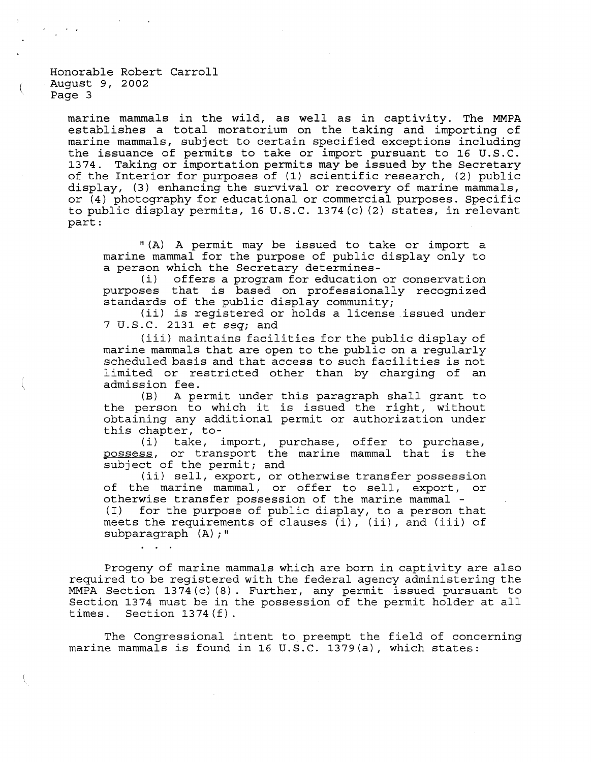marine mammals in the wild, as well as in captivity. The MMPA establishes a total moratorium on the taking and importing of marine mammals, subject to certain specified exceptions including the issuance of permits to take or import pursuant to 16 U.S.C. 1374. Taking or importation permits may be issued by the Secretary of the Interior for purposes of (1) scientific research, (2) public display, (3) enhancing the survival or recovery of marine mammals, or (4) photography for educational or commercial purposes. Specific to public display permits, 16 U.S.C. 1374(c)(2) states, in relevant part:

> "(A) A permit may be issued to take or import a marine mammal for the purpose of public display only to a person which the Secretary determines-
>
> (i) offers a program for education or conservation purposes that is based on professionally recognized standards of the public display community;
>
> (ii) is registered or holds a license issued under 7 U.S.C. 2131 *et seq*; and
>
> (iii) maintains facilities for the public display of marine mammals that are open to the public on a regularly scheduled basis and that access to such facilities is not limited or restricted other than by charging of an admission fee.
>
> (B) A permit under this paragraph shall grant to the person to which it is issued the right, without obtaining any additional permit or authorization under this chapter, to-
>
> (i) take, import, purchase, offer to purchase, <u>possess</u>, or transport the marine mammal that is the subject of the permit; and
>
> (ii) sell, export, or otherwise transfer possession of the marine mammal, or offer to sell, export, or otherwise transfer possession of the marine mammal -
>
> (I) for the purpose of public display, to a person that meets the requirements of clauses (i), (ii), and (iii) of subparagraph (A);"
>
> . . .

Progeny of marine mammals which are born in captivity are also required to be registered with the federal agency administering the MMPA Section 1374(c)(8). Further, any permit issued pursuant to Section 1374 must be in the possession of the permit holder at all times. Section 1374(f).

The Congressional intent to preempt the field of concerning marine mammals is found in 16 U.S.C. 1379(a), which states: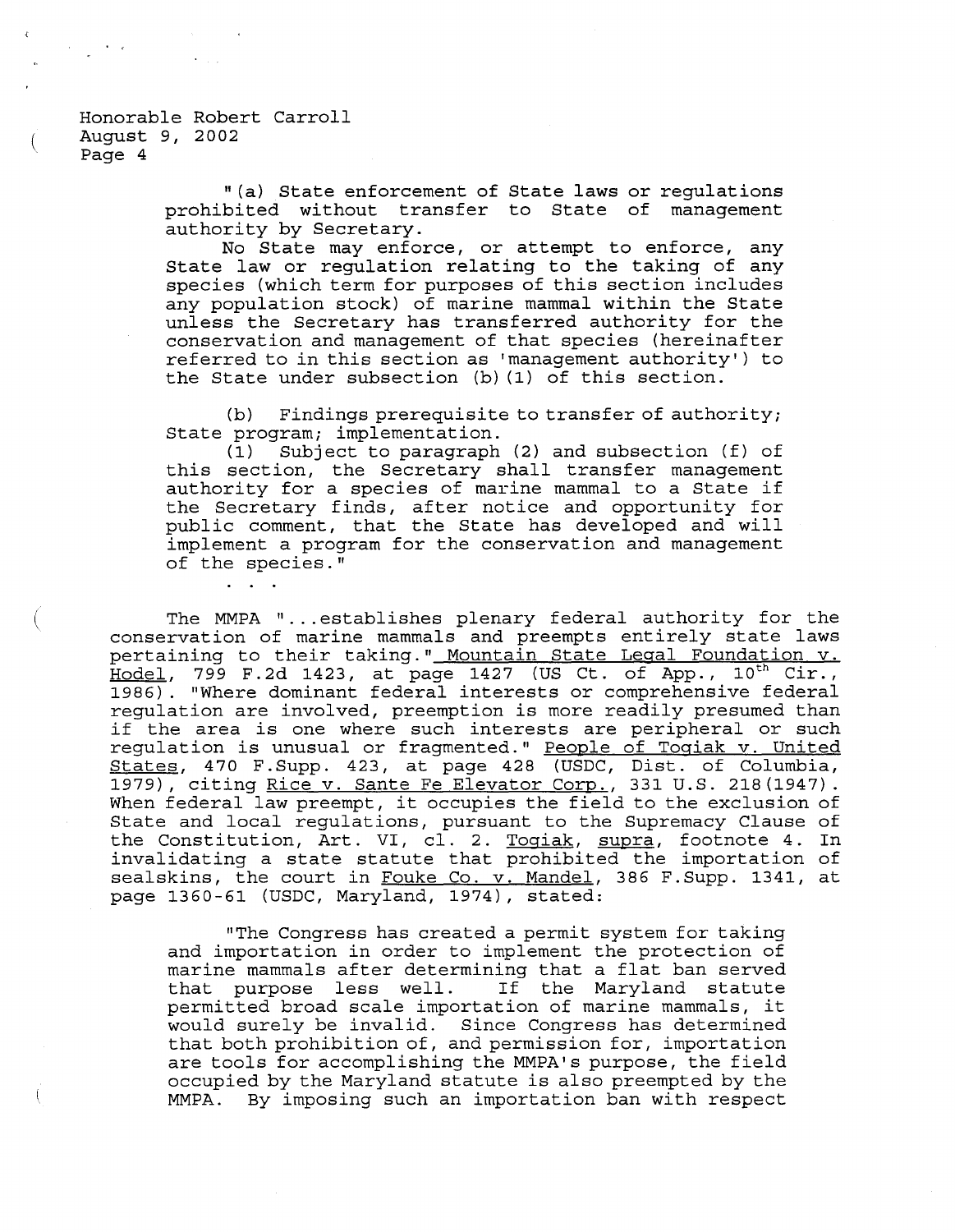"(a) State enforcement of State laws or regulations prohibited without transfer to State of management authority by Secretary.

No State may enforce, or attempt to enforce, any State law or regulation relating to the taking of any species (which term for purposes of this section includes any population stock) of marine mammal within the State unless the Secretary has transferred authority for the conservation and management of that species (hereinafter referred to in this section as 'management authority') to the State under subsection (b)(1) of this section.

(b) Findings prerequisite to transfer of authority; State program; implementation.

(1) Subject to paragraph (2) and subsection (f) of this section, the Secretary shall transfer management authority for a species of marine mammal to a State if the Secretary finds, after notice and opportunity for public comment, that the State has developed and will implement a program for the conservation and management of the species."

. . .

The MMPA "...establishes plenary federal authority for the conservation of marine mammals and preempts entirely state laws pertaining to their taking." Mountain State Legal Foundation v. Hodel, 799 F.2d 1423, at page 1427 (US Ct. of App., 10th Cir., 1986). "Where dominant federal interests or comprehensive federal regulation are involved, preemption is more readily presumed than if the area is one where such interests are peripheral or such regulation is unusual or fragmented." People of Togiak v. United States, 470 F.Supp. 423, at page 428 (USDC, Dist. of Columbia, 1979), citing Rice v. Sante Fe Elevator Corp., 331 U.S. 218(1947). When federal law preempt, it occupies the field to the exclusion of State and local regulations, pursuant to the Supremacy Clause of the Constitution, Art. VI, cl. 2. Togiak, supra, footnote 4. In invalidating a state statute that prohibited the importation of sealskins, the court in Fouke Co. v. Mandel, 386 F.Supp. 1341, at page 1360-61 (USDC, Maryland, 1974), stated:

"The Congress has created a permit system for taking and importation in order to implement the protection of marine mammals after determining that a flat ban served that purpose less well. If the Maryland statute permitted broad scale importation of marine mammals, it would surely be invalid. Since Congress has determined that both prohibition of, and permission for, importation are tools for accomplishing the MMPA's purpose, the field occupied by the Maryland statute is also preempted by the MMPA. By imposing such an importation ban with respect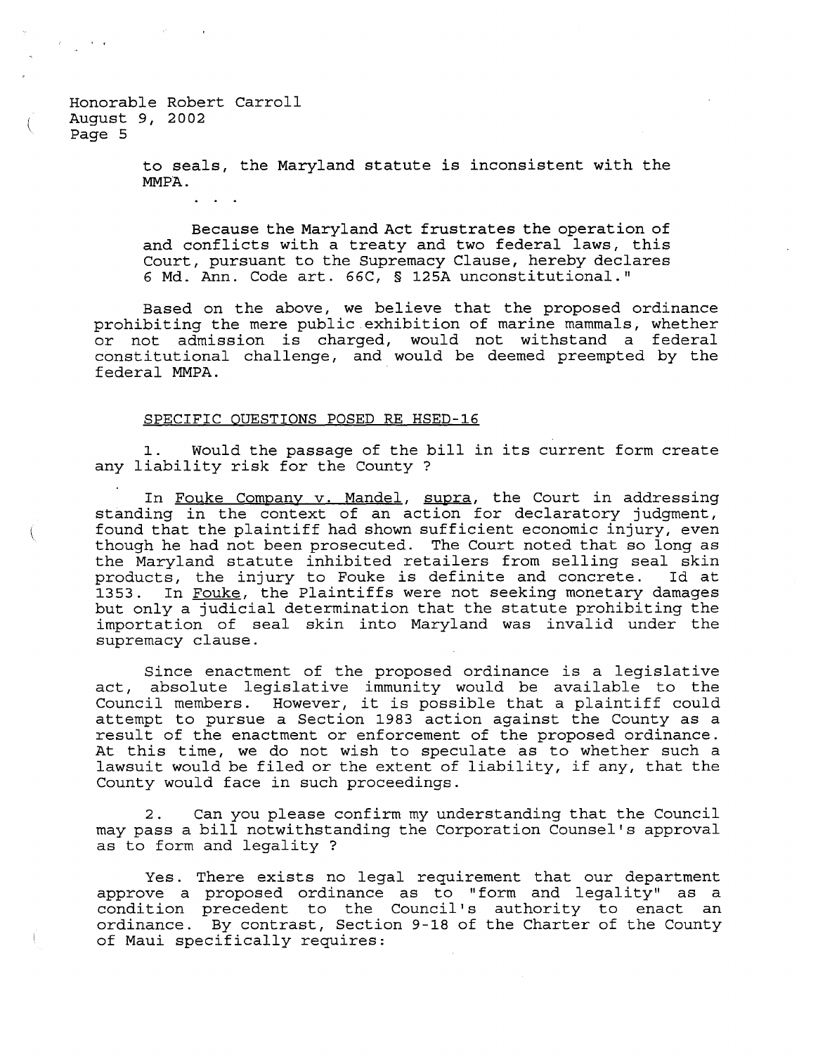to seals, the Maryland statute is inconsistent with the MMPA.

. . .

Because the Maryland Act frustrates the operation of and conflicts with a treaty and two federal laws, this Court, pursuant to the Supremacy Clause, hereby declares 6 Md. Ann. Code art. 66C, § 125A unconstitutional."

Based on the above, we believe that the proposed ordinance prohibiting the mere public exhibition of marine mammals, whether or not admission is charged, would not withstand a federal constitutional challenge, and would be deemed preempted by the federal MMPA.

SPECIFIC QUESTIONS POSED RE HSED-16

1. Would the passage of the bill in its current form create any liability risk for the County ?

In Fouke Company v. Mandel, supra, the Court in addressing standing in the context of an action for declaratory judgment, found that the plaintiff had shown sufficient economic injury, even though he had not been prosecuted. The Court noted that so long as the Maryland statute inhibited retailers from selling seal skin products, the injury to Fouke is definite and concrete. Id at 1353. In Fouke, the Plaintiffs were not seeking monetary damages but only a judicial determination that the statute prohibiting the importation of seal skin into Maryland was invalid under the supremacy clause.

Since enactment of the proposed ordinance is a legislative act, absolute legislative immunity would be available to the Council members. However, it is possible that a plaintiff could attempt to pursue a Section 1983 action against the County as a result of the enactment or enforcement of the proposed ordinance. At this time, we do not wish to speculate as to whether such a lawsuit would be filed or the extent of liability, if any, that the County would face in such proceedings.

2. Can you please confirm my understanding that the Council may pass a bill notwithstanding the Corporation Counsel's approval as to form and legality ?

Yes. There exists no legal requirement that our department approve a proposed ordinance as to "form and legality" as a condition precedent to the Council's authority to enact an ordinance. By contrast, Section 9-18 of the Charter of the County of Maui specifically requires: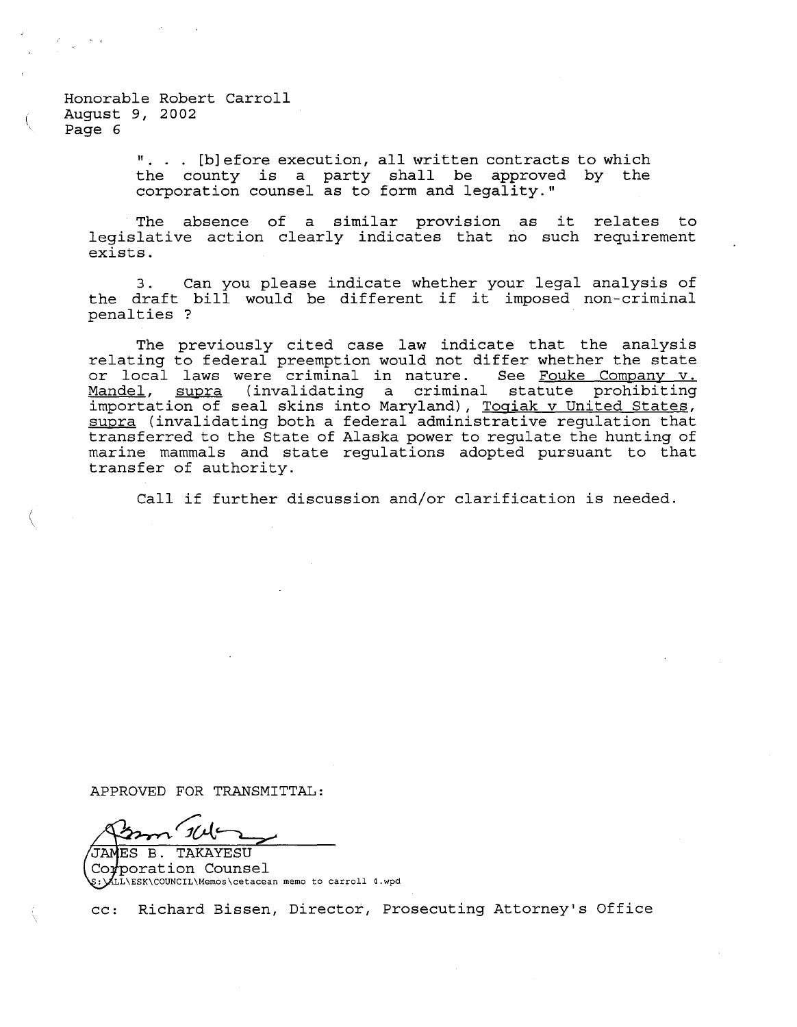". . . [b]efore execution, all written contracts to which the county is a party shall be approved by the corporation counsel as to form and legality."

The absence of a similar provision as it relates to legislative action clearly indicates that no such requirement exists.

3. Can you please indicate whether your legal analysis of the draft bill would be different if it imposed non-criminal penalties ?

The previously cited case law indicate that the analysis relating to federal preemption would not differ whether the state or local laws were criminal in nature. See Fouke Company v. Mandel, supra (invalidating a criminal statute prohibiting importation of seal skins into Maryland), Togiak v United States, supra (invalidating both a federal administrative regulation that transferred to the State of Alaska power to regulate the hunting of marine mammals and state regulations adopted pursuant to that transfer of authority.

Call if further discussion and/or clarification is needed.

APPROVED FOR TRANSMITTAL:

JAMES B. TAKAYESU
Corporation Counsel
S:\ALL\ESK\COUNCIL\Memos\cetacean memo to carroll 4.wpd

cc: Richard Bissen, Director, Prosecuting Attorney's Office